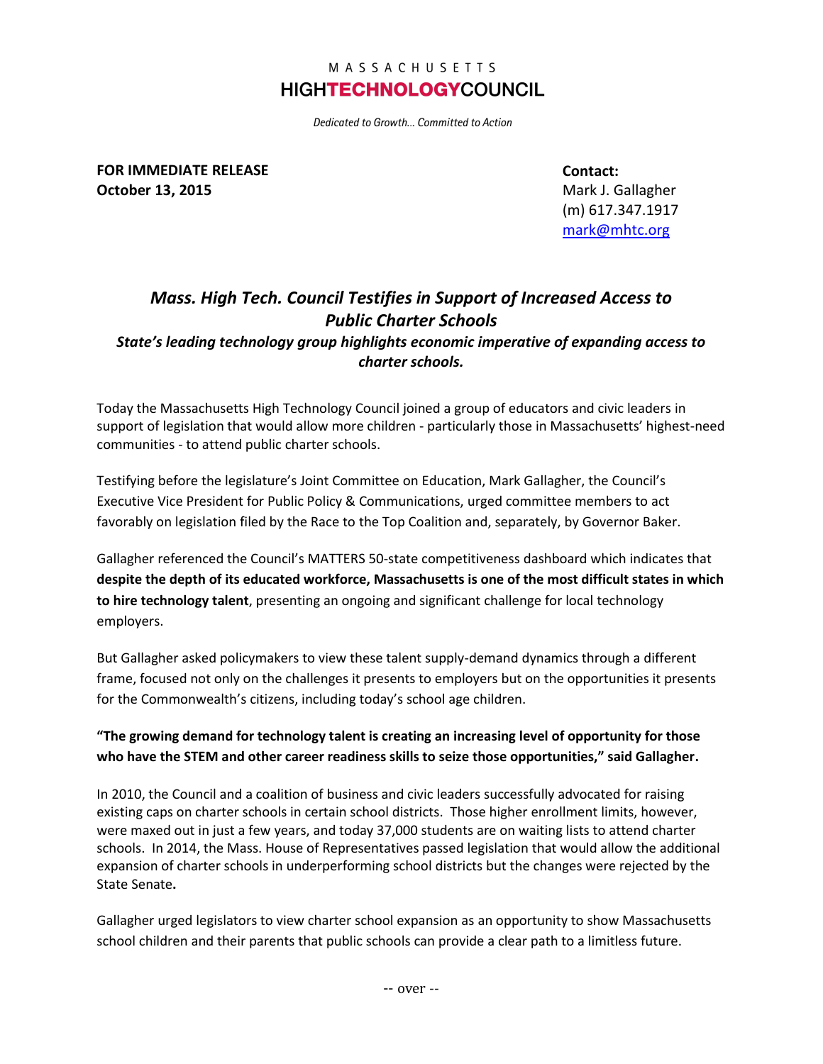MASSACHUSETTS
**HIGHTECHNOLOGYCOUNCIL**

*Dedicated to Growth… Committed to Action*

**FOR IMMEDIATE RELEASE**
**October 13, 2015**

**Contact:**
Mark J. Gallagher
(m) 617.347.1917
mark@mhtc.org

## *Mass. High Tech. Council Testifies in Support of Increased Access to Public Charter Schools*

### *State's leading technology group highlights economic imperative of expanding access to charter schools.*

Today the Massachusetts High Technology Council joined a group of educators and civic leaders in support of legislation that would allow more children - particularly those in Massachusetts' highest-need communities - to attend public charter schools.

Testifying before the legislature's Joint Committee on Education, Mark Gallagher, the Council's Executive Vice President for Public Policy & Communications, urged committee members to act favorably on legislation filed by the Race to the Top Coalition and, separately, by Governor Baker.

Gallagher referenced the Council's MATTERS 50-state competitiveness dashboard which indicates that **despite the depth of its educated workforce, Massachusetts is one of the most difficult states in which to hire technology talent**, presenting an ongoing and significant challenge for local technology employers.

But Gallagher asked policymakers to view these talent supply-demand dynamics through a different frame, focused not only on the challenges it presents to employers but on the opportunities it presents for the Commonwealth's citizens, including today's school age children.

**"The growing demand for technology talent is creating an increasing level of opportunity for those who have the STEM and other career readiness skills to seize those opportunities," said Gallagher.**

In 2010, the Council and a coalition of business and civic leaders successfully advocated for raising existing caps on charter schools in certain school districts. Those higher enrollment limits, however, were maxed out in just a few years, and today 37,000 students are on waiting lists to attend charter schools. In 2014, the Mass. House of Representatives passed legislation that would allow the additional expansion of charter schools in underperforming school districts but the changes were rejected by the State Senate**.**

Gallagher urged legislators to view charter school expansion as an opportunity to show Massachusetts school children and their parents that public schools can provide a clear path to a limitless future.

-- over --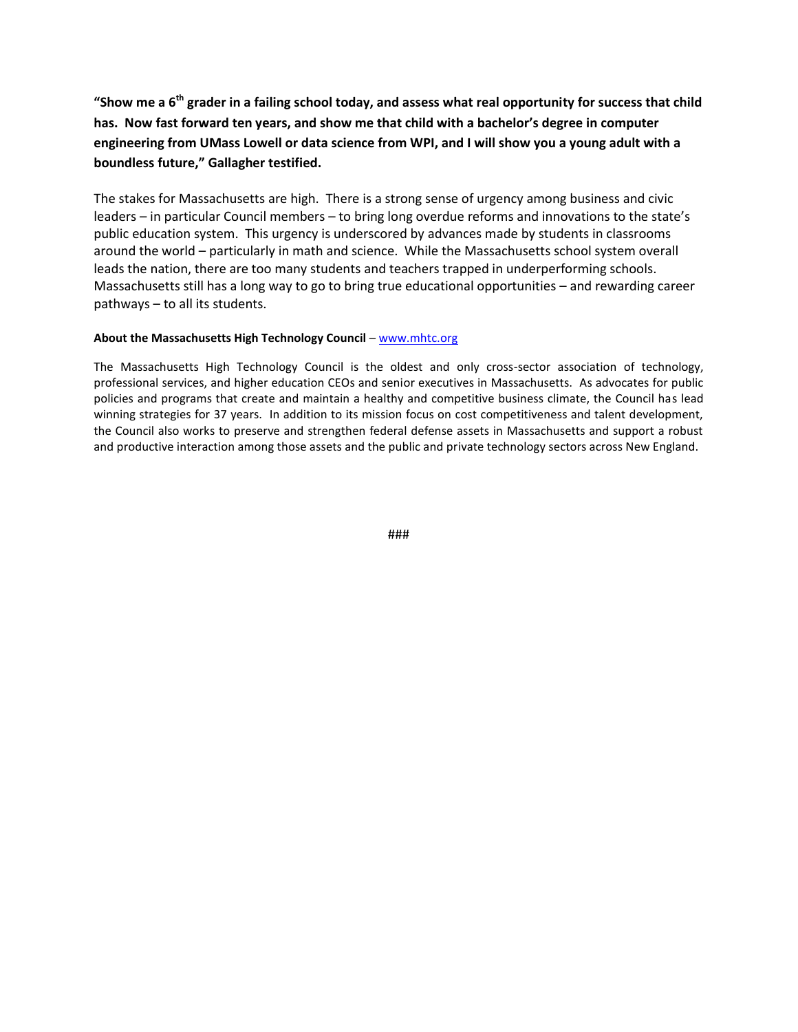**"Show me a 6th grader in a failing school today, and assess what real opportunity for success that child has. Now fast forward ten years, and show me that child with a bachelor's degree in computer engineering from UMass Lowell or data science from WPI, and I will show you a young adult with a boundless future," Gallagher testified.**

The stakes for Massachusetts are high. There is a strong sense of urgency among business and civic leaders – in particular Council members – to bring long overdue reforms and innovations to the state's public education system. This urgency is underscored by advances made by students in classrooms around the world – particularly in math and science. While the Massachusetts school system overall leads the nation, there are too many students and teachers trapped in underperforming schools. Massachusetts still has a long way to go to bring true educational opportunities – and rewarding career pathways – to all its students.

**About the Massachusetts High Technology Council** – www.mhtc.org

The Massachusetts High Technology Council is the oldest and only cross-sector association of technology, professional services, and higher education CEOs and senior executives in Massachusetts. As advocates for public policies and programs that create and maintain a healthy and competitive business climate, the Council has lead winning strategies for 37 years. In addition to its mission focus on cost competitiveness and talent development, the Council also works to preserve and strengthen federal defense assets in Massachusetts and support a robust and productive interaction among those assets and the public and private technology sectors across New England.

###